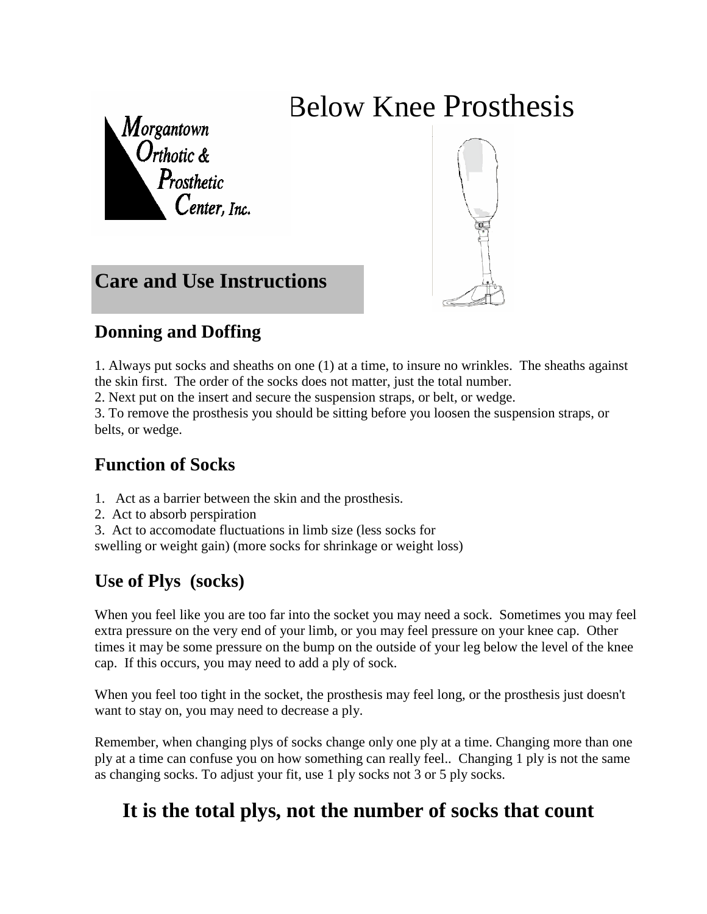Morgantown Orthotic & Prosthetic Center, Inc.

# Below Knee Prosthesis

## Care and Use Instructions

### Donning and Doffing

1. Always put socks and sheaths on one (1) at a time, to insure no wrinkles. The sheaths against the skin first. The order of the socks does not matter, just the total number.
2. Next put on the insert and secure the suspension straps, or belt, or wedge.
3. To remove the prosthesis you should be sitting before you loosen the suspension straps, or belts, or wedge.

### Function of Socks

1. Act as a barrier between the skin and the prosthesis.
2. Act to absorb perspiration
3. Act to accomodate fluctuations in limb size (less socks for swelling or weight gain) (more socks for shrinkage or weight loss)

### Use of Plys (socks)

When you feel like you are too far into the socket you may need a sock. Sometimes you may feel extra pressure on the very end of your limb, or you may feel pressure on your knee cap. Other times it may be some pressure on the bump on the outside of your leg below the level of the knee cap. If this occurs, you may need to add a ply of sock.

When you feel too tight in the socket, the prosthesis may feel long, or the prosthesis just doesn't want to stay on, you may need to decrease a ply.

Remember, when changing plys of socks change only one ply at a time. Changing more than one ply at a time can confuse you on how something can really feel.. Changing 1 ply is not the same as changing socks. To adjust your fit, use 1 ply socks not 3 or 5 ply socks.

## It is the total plys, not the number of socks that count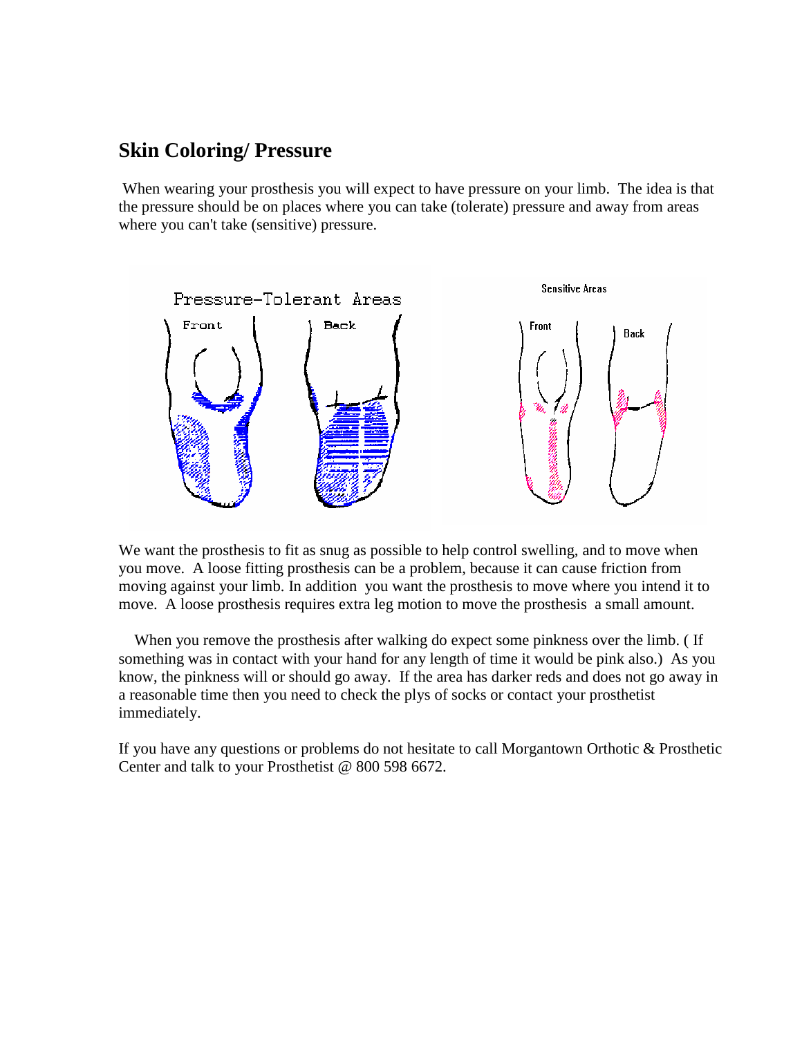## Skin Coloring/ Pressure

When wearing your prosthesis you will expect to have pressure on your limb. The idea is that the pressure should be on places where you can take (tolerate) pressure and away from areas where you can't take (sensitive) pressure.

Pressure-Tolerant Areas

Front

Back

Sensitive Areas

Front

Back

We want the prosthesis to fit as snug as possible to help control swelling, and to move when you move. A loose fitting prosthesis can be a problem, because it can cause friction from moving against your limb. In addition you want the prosthesis to move where you intend it to move. A loose prosthesis requires extra leg motion to move the prosthesis a small amount.

When you remove the prosthesis after walking do expect some pinkness over the limb. ( If something was in contact with your hand for any length of time it would be pink also.) As you know, the pinkness will or should go away. If the area has darker reds and does not go away in a reasonable time then you need to check the plys of socks or contact your prosthetist immediately.

If you have any questions or problems do not hesitate to call Morgantown Orthotic & Prosthetic Center and talk to your Prosthetist @ 800 598 6672.